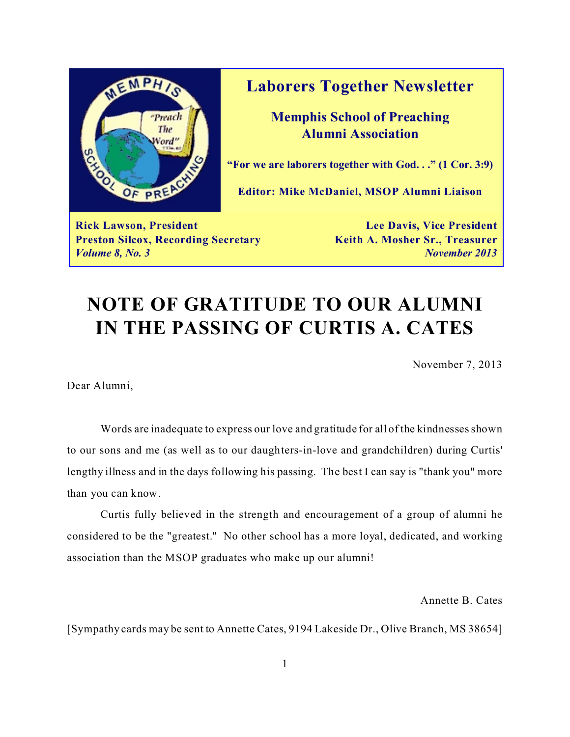# Laborers Together Newsletter

## Memphis School of Preaching Alumni Association

**"For we are laborers together with God. . ." (1 Cor. 3:9)**

**Editor: Mike McDaniel, MSOP Alumni Liaison**

**Rick Lawson, President** | **Lee Davis, Vice President**
**Preston Silcox, Recording Secretary** | **Keith A. Mosher Sr., Treasurer**
***Volume 8, No. 3*** | ***November 2013***

# NOTE OF GRATITUDE TO OUR ALUMNI IN THE PASSING OF CURTIS A. CATES

November 7, 2013

Dear Alumni,

Words are inadequate to express our love and gratitude for all of the kindnesses shown to our sons and me (as well as to our daughters-in-love and grandchildren) during Curtis' lengthy illness and in the days following his passing. The best I can say is "thank you" more than you can know.

Curtis fully believed in the strength and encouragement of a group of alumni he considered to be the "greatest." No other school has a more loyal, dedicated, and working association than the MSOP graduates who make up our alumni!

Annette B. Cates

[Sympathy cards may be sent to Annette Cates, 9194 Lakeside Dr., Olive Branch, MS 38654]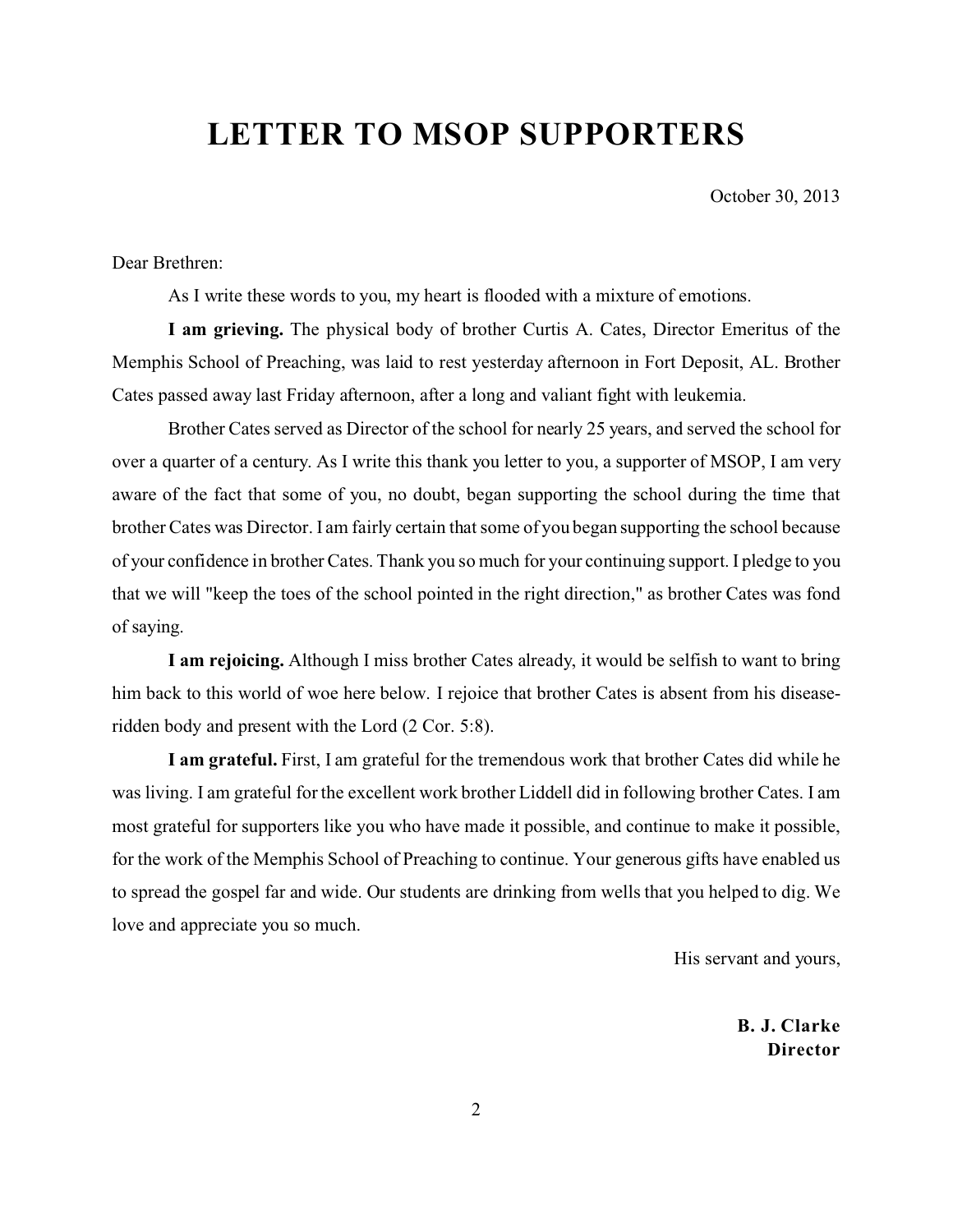# LETTER TO MSOP SUPPORTERS

October 30, 2013

Dear Brethren:

As I write these words to you, my heart is flooded with a mixture of emotions.

**I am grieving.** The physical body of brother Curtis A. Cates, Director Emeritus of the Memphis School of Preaching, was laid to rest yesterday afternoon in Fort Deposit, AL. Brother Cates passed away last Friday afternoon, after a long and valiant fight with leukemia.

Brother Cates served as Director of the school for nearly 25 years, and served the school for over a quarter of a century. As I write this thank you letter to you, a supporter of MSOP, I am very aware of the fact that some of you, no doubt, began supporting the school during the time that brother Cates was Director. I am fairly certain that some of you began supporting the school because of your confidence in brother Cates. Thank you so much for your continuing support. I pledge to you that we will "keep the toes of the school pointed in the right direction," as brother Cates was fond of saying.

**I am rejoicing.** Although I miss brother Cates already, it would be selfish to want to bring him back to this world of woe here below. I rejoice that brother Cates is absent from his disease-ridden body and present with the Lord (2 Cor. 5:8).

**I am grateful.** First, I am grateful for the tremendous work that brother Cates did while he was living. I am grateful for the excellent work brother Liddell did in following brother Cates. I am most grateful for supporters like you who have made it possible, and continue to make it possible, for the work of the Memphis School of Preaching to continue. Your generous gifts have enabled us to spread the gospel far and wide. Our students are drinking from wells that you helped to dig. We love and appreciate you so much.

His servant and yours,

**B. J. Clarke**
**Director**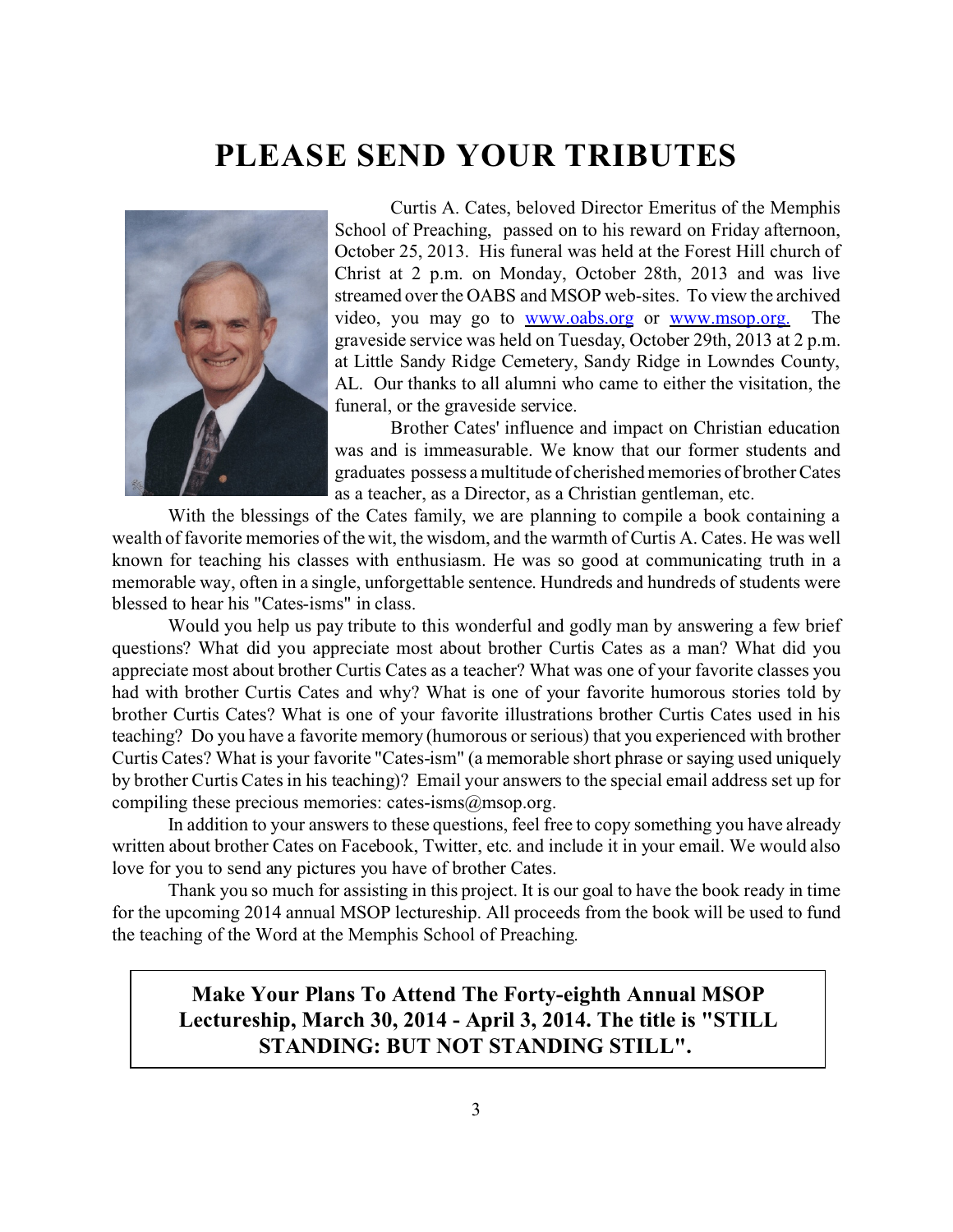# PLEASE SEND YOUR TRIBUTES

Curtis A. Cates, beloved Director Emeritus of the Memphis School of Preaching, passed on to his reward on Friday afternoon, October 25, 2013. His funeral was held at the Forest Hill church of Christ at 2 p.m. on Monday, October 28th, 2013 and was live streamed over the OABS and MSOP web-sites. To view the archived video, you may go to [www.oabs.org](http://www.oabs.org) or [www.msop.org.](http://www.msop.org) The graveside service was held on Tuesday, October 29th, 2013 at 2 p.m. at Little Sandy Ridge Cemetery, Sandy Ridge in Lowndes County, AL. Our thanks to all alumni who came to either the visitation, the funeral, or the graveside service.

Brother Cates' influence and impact on Christian education was and is immeasurable. We know that our former students and graduates possess a multitude of cherished memories of brother Cates as a teacher, as a Director, as a Christian gentleman, etc.

With the blessings of the Cates family, we are planning to compile a book containing a wealth of favorite memories of the wit, the wisdom, and the warmth of Curtis A. Cates. He was well known for teaching his classes with enthusiasm. He was so good at communicating truth in a memorable way, often in a single, unforgettable sentence. Hundreds and hundreds of students were blessed to hear his "Cates-isms" in class.

Would you help us pay tribute to this wonderful and godly man by answering a few brief questions? What did you appreciate most about brother Curtis Cates as a man? What did you appreciate most about brother Curtis Cates as a teacher? What was one of your favorite classes you had with brother Curtis Cates and why? What is one of your favorite humorous stories told by brother Curtis Cates? What is one of your favorite illustrations brother Curtis Cates used in his teaching? Do you have a favorite memory (humorous or serious) that you experienced with brother Curtis Cates? What is your favorite "Cates-ism" (a memorable short phrase or saying used uniquely by brother Curtis Cates in his teaching)? Email your answers to the special email address set up for compiling these precious memories: cates-isms@msop.org.

In addition to your answers to these questions, feel free to copy something you have already written about brother Cates on Facebook, Twitter, etc. and include it in your email. We would also love for you to send any pictures you have of brother Cates.

Thank you so much for assisting in this project. It is our goal to have the book ready in time for the upcoming 2014 annual MSOP lectureship. All proceeds from the book will be used to fund the teaching of the Word at the Memphis School of Preaching.

**Make Your Plans To Attend The Forty-eighth Annual MSOP Lectureship, March 30, 2014 - April 3, 2014. The title is "STILL STANDING: BUT NOT STANDING STILL".**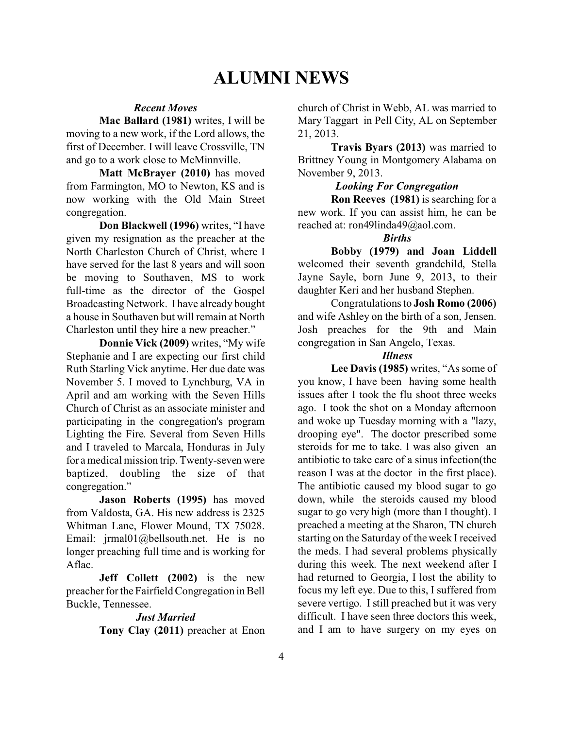# ALUMNI NEWS

### *Recent Moves*

**Mac Ballard (1981)** writes, I will be moving to a new work, if the Lord allows, the first of December. I will leave Crossville, TN and go to a work close to McMinnville.

**Matt McBrayer (2010)** has moved from Farmington, MO to Newton, KS and is now working with the Old Main Street congregation.

**Don Blackwell (1996)** writes, "I have given my resignation as the preacher at the North Charleston Church of Christ, where I have served for the last 8 years and will soon be moving to Southaven, MS to work full-time as the director of the Gospel Broadcasting Network. I have already bought a house in Southaven but will remain at North Charleston until they hire a new preacher."

**Donnie Vick (2009)** writes, "My wife Stephanie and I are expecting our first child Ruth Starling Vick anytime. Her due date was November 5. I moved to Lynchburg, VA in April and am working with the Seven Hills Church of Christ as an associate minister and participating in the congregation's program Lighting the Fire. Several from Seven Hills and I traveled to Marcala, Honduras in July for a medical mission trip. Twenty-seven were baptized, doubling the size of that congregation."

**Jason Roberts (1995)** has moved from Valdosta, GA. His new address is 2325 Whitman Lane, Flower Mound, TX 75028. Email: jrmal01@bellsouth.net. He is no longer preaching full time and is working for Aflac.

**Jeff Collett (2002)** is the new preacher for the Fairfield Congregation in Bell Buckle, Tennessee.

### *Just Married*

**Tony Clay (2011)** preacher at Enon church of Christ in Webb, AL was married to Mary Taggart in Pell City, AL on September 21, 2013.

**Travis Byars (2013)** was married to Brittney Young in Montgomery Alabama on November 9, 2013.

### *Looking For Congregation*

**Ron Reeves (1981)** is searching for a new work. If you can assist him, he can be reached at: ron49linda49@aol.com.

### *Births*

**Bobby (1979) and Joan Liddell** welcomed their seventh grandchild, Stella Jayne Sayle, born June 9, 2013, to their daughter Keri and her husband Stephen.

Congratulations to **Josh Romo (2006)** and wife Ashley on the birth of a son, Jensen. Josh preaches for the 9th and Main congregation in San Angelo, Texas.

### *Illness*

**Lee Davis (1985)** writes, "As some of you know, I have been having some health issues after I took the flu shoot three weeks ago. I took the shot on a Monday afternoon and woke up Tuesday morning with a "lazy, drooping eye". The doctor prescribed some steroids for me to take. I was also given an antibiotic to take care of a sinus infection(the reason I was at the doctor in the first place). The antibiotic caused my blood sugar to go down, while the steroids caused my blood sugar to go very high (more than I thought). I preached a meeting at the Sharon, TN church starting on the Saturday of the week I received the meds. I had several problems physically during this week. The next weekend after I had returned to Georgia, I lost the ability to focus my left eye. Due to this, I suffered from severe vertigo. I still preached but it was very difficult. I have seen three doctors this week, and I am to have surgery on my eyes on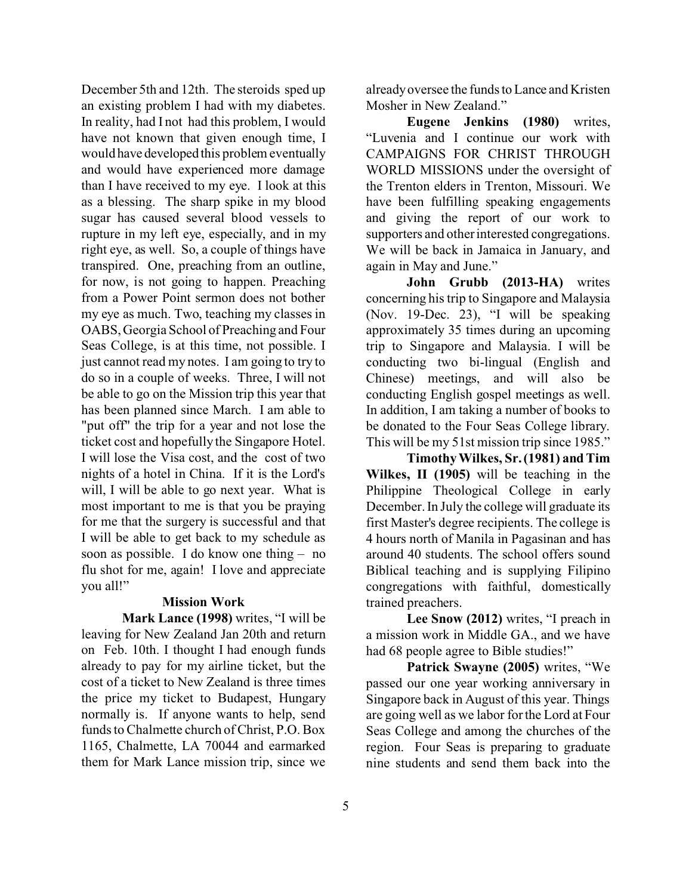December 5th and 12th. The steroids sped up an existing problem I had with my diabetes. In reality, had I not had this problem, I would have not known that given enough time, I would have developed this problem eventually and would have experienced more damage than I have received to my eye. I look at this as a blessing. The sharp spike in my blood sugar has caused several blood vessels to rupture in my left eye, especially, and in my right eye, as well. So, a couple of things have transpired. One, preaching from an outline, for now, is not going to happen. Preaching from a Power Point sermon does not bother my eye as much. Two, teaching my classes in OABS, Georgia School of Preaching and Four Seas College, is at this time, not possible. I just cannot read my notes. I am going to try to do so in a couple of weeks. Three, I will not be able to go on the Mission trip this year that has been planned since March. I am able to "put off" the trip for a year and not lose the ticket cost and hopefully the Singapore Hotel. I will lose the Visa cost, and the cost of two nights of a hotel in China. If it is the Lord's will, I will be able to go next year. What is most important to me is that you be praying for me that the surgery is successful and that I will be able to get back to my schedule as soon as possible. I do know one thing – no flu shot for me, again! I love and appreciate you all!"

### Mission Work

**Mark Lance (1998)** writes, "I will be leaving for New Zealand Jan 20th and return on Feb. 10th. I thought I had enough funds already to pay for my airline ticket, but the cost of a ticket to New Zealand is three times the price my ticket to Budapest, Hungary normally is. If anyone wants to help, send funds to Chalmette church of Christ, P.O. Box 1165, Chalmette, LA 70044 and earmarked them for Mark Lance mission trip, since we already oversee the funds to Lance and Kristen Mosher in New Zealand."

**Eugene Jenkins (1980)** writes, "Luvenia and I continue our work with CAMPAIGNS FOR CHRIST THROUGH WORLD MISSIONS under the oversight of the Trenton elders in Trenton, Missouri. We have been fulfilling speaking engagements and giving the report of our work to supporters and other interested congregations. We will be back in Jamaica in January, and again in May and June."

**John Grubb (2013-HA)** writes concerning his trip to Singapore and Malaysia (Nov. 19-Dec. 23), "I will be speaking approximately 35 times during an upcoming trip to Singapore and Malaysia. I will be conducting two bi-lingual (English and Chinese) meetings, and will also be conducting English gospel meetings as well. In addition, I am taking a number of books to be donated to the Four Seas College library. This will be my 51st mission trip since 1985."

**Timothy Wilkes, Sr. (1981) and Tim Wilkes, II (1905)** will be teaching in the Philippine Theological College in early December. In July the college will graduate its first Master's degree recipients. The college is 4 hours north of Manila in Pagasinan and has around 40 students. The school offers sound Biblical teaching and is supplying Filipino congregations with faithful, domestically trained preachers.

**Lee Snow (2012)** writes, "I preach in a mission work in Middle GA., and we have had 68 people agree to Bible studies!"

**Patrick Swayne (2005)** writes, "We passed our one year working anniversary in Singapore back in August of this year. Things are going well as we labor for the Lord at Four Seas College and among the churches of the region. Four Seas is preparing to graduate nine students and send them back into the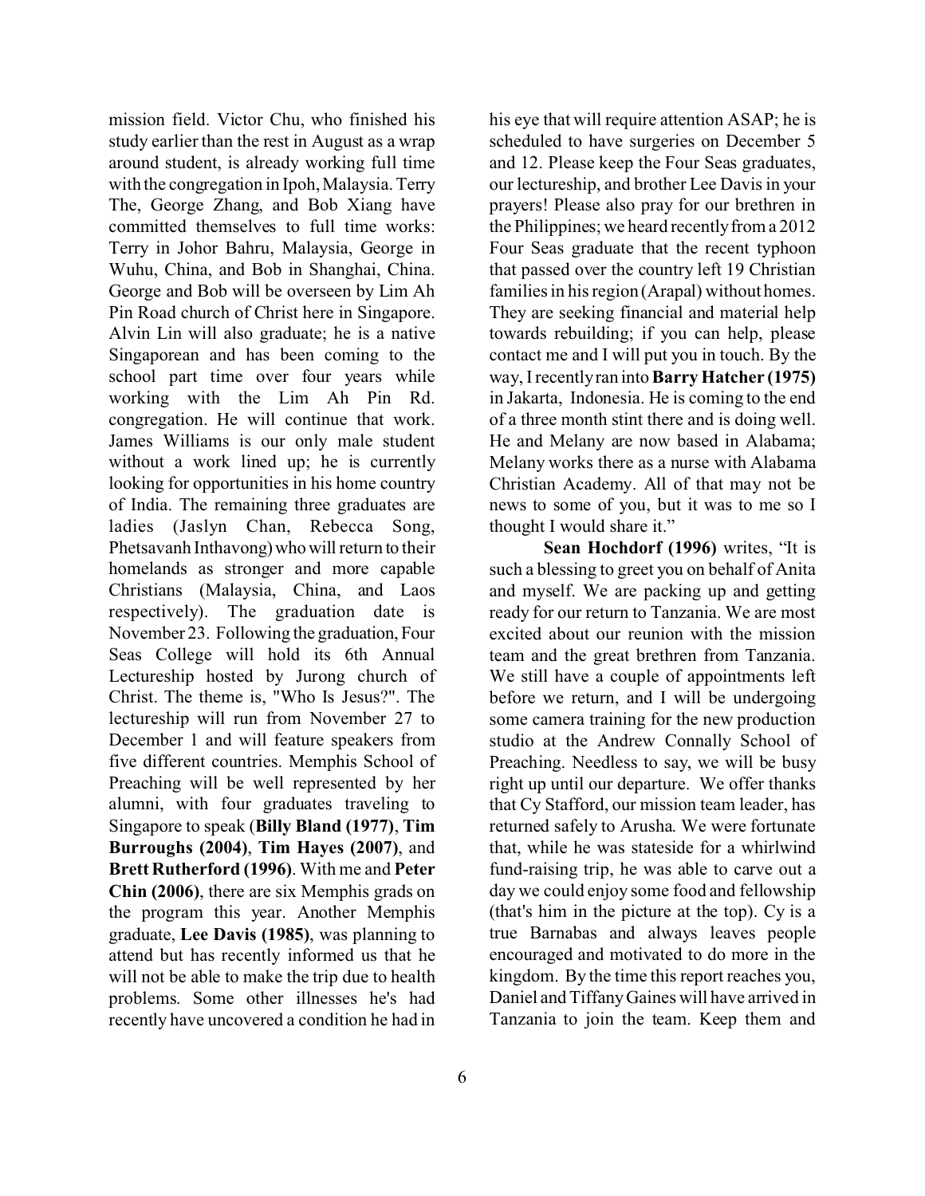mission field. Victor Chu, who finished his study earlier than the rest in August as a wrap around student, is already working full time with the congregation in Ipoh, Malaysia. Terry The, George Zhang, and Bob Xiang have committed themselves to full time works: Terry in Johor Bahru, Malaysia, George in Wuhu, China, and Bob in Shanghai, China. George and Bob will be overseen by Lim Ah Pin Road church of Christ here in Singapore. Alvin Lin will also graduate; he is a native Singaporean and has been coming to the school part time over four years while working with the Lim Ah Pin Rd. congregation. He will continue that work. James Williams is our only male student without a work lined up; he is currently looking for opportunities in his home country of India. The remaining three graduates are ladies (Jaslyn Chan, Rebecca Song, Phetsavanh Inthavong) who will return to their homelands as stronger and more capable Christians (Malaysia, China, and Laos respectively). The graduation date is November 23. Following the graduation, Four Seas College will hold its 6th Annual Lectureship hosted by Jurong church of Christ. The theme is, "Who Is Jesus?". The lectureship will run from November 27 to December 1 and will feature speakers from five different countries. Memphis School of Preaching will be well represented by her alumni, with four graduates traveling to Singapore to speak (**Billy Bland (1977)**, **Tim Burroughs (2004)**, **Tim Hayes (2007)**, and **Brett Rutherford (1996)**. With me and **Peter Chin (2006)**, there are six Memphis grads on the program this year. Another Memphis graduate, **Lee Davis (1985)**, was planning to attend but has recently informed us that he will not be able to make the trip due to health problems. Some other illnesses he's had recently have uncovered a condition he had in his eye that will require attention ASAP; he is scheduled to have surgeries on December 5 and 12. Please keep the Four Seas graduates, our lectureship, and brother Lee Davis in your prayers! Please also pray for our brethren in the Philippines; we heard recently from a 2012 Four Seas graduate that the recent typhoon that passed over the country left 19 Christian families in his region (Arapal) without homes. They are seeking financial and material help towards rebuilding; if you can help, please contact me and I will put you in touch. By the way, I recently ran into **Barry Hatcher (1975)** in Jakarta, Indonesia. He is coming to the end of a three month stint there and is doing well. He and Melany are now based in Alabama; Melany works there as a nurse with Alabama Christian Academy. All of that may not be news to some of you, but it was to me so I thought I would share it."

**Sean Hochdorf (1996)** writes, "It is such a blessing to greet you on behalf of Anita and myself. We are packing up and getting ready for our return to Tanzania. We are most excited about our reunion with the mission team and the great brethren from Tanzania. We still have a couple of appointments left before we return, and I will be undergoing some camera training for the new production studio at the Andrew Connally School of Preaching. Needless to say, we will be busy right up until our departure. We offer thanks that Cy Stafford, our mission team leader, has returned safely to Arusha. We were fortunate that, while he was stateside for a whirlwind fund-raising trip, he was able to carve out a day we could enjoy some food and fellowship (that's him in the picture at the top). Cy is a true Barnabas and always leaves people encouraged and motivated to do more in the kingdom. By the time this report reaches you, Daniel and Tiffany Gaines will have arrived in Tanzania to join the team. Keep them and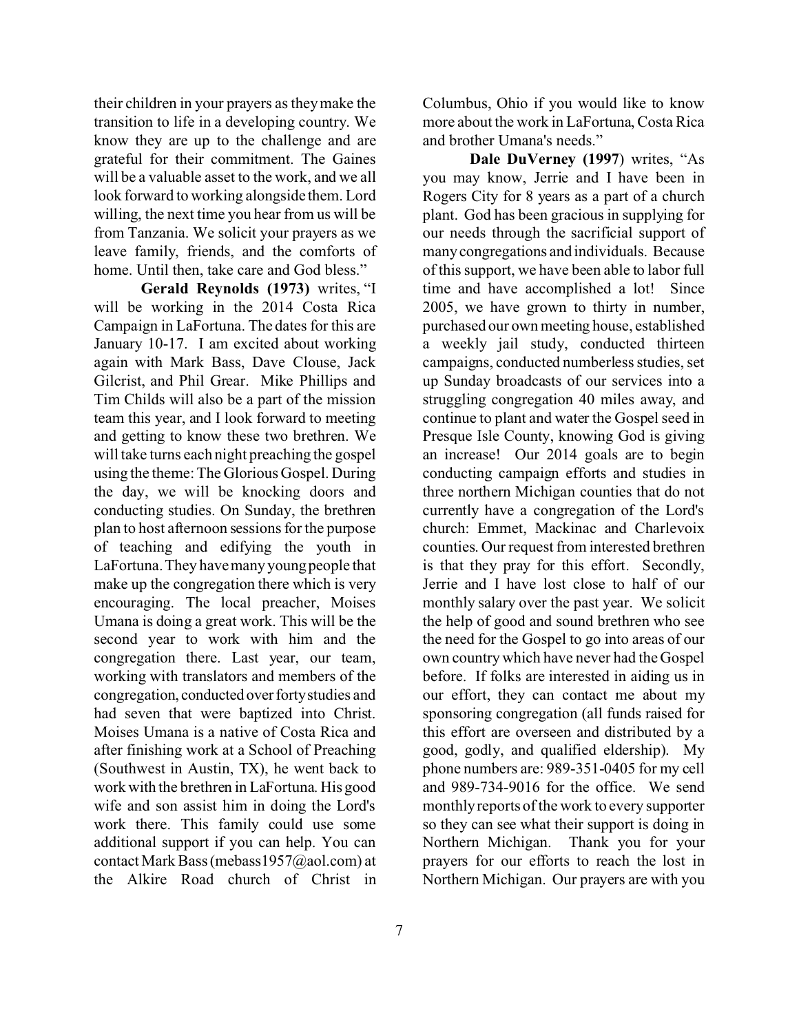their children in your prayers as they make the transition to life in a developing country. We know they are up to the challenge and are grateful for their commitment. The Gaines will be a valuable asset to the work, and we all look forward to working alongside them. Lord willing, the next time you hear from us will be from Tanzania. We solicit your prayers as we leave family, friends, and the comforts of home. Until then, take care and God bless."

**Gerald Reynolds (1973)** writes, "I will be working in the 2014 Costa Rica Campaign in LaFortuna. The dates for this are January 10-17. I am excited about working again with Mark Bass, Dave Clouse, Jack Gilcrist, and Phil Grear. Mike Phillips and Tim Childs will also be a part of the mission team this year, and I look forward to meeting and getting to know these two brethren. We will take turns each night preaching the gospel using the theme: The Glorious Gospel. During the day, we will be knocking doors and conducting studies. On Sunday, the brethren plan to host afternoon sessions for the purpose of teaching and edifying the youth in LaFortuna. They have many young people that make up the congregation there which is very encouraging. The local preacher, Moises Umana is doing a great work. This will be the second year to work with him and the congregation there. Last year, our team, working with translators and members of the congregation, conducted over forty studies and had seven that were baptized into Christ. Moises Umana is a native of Costa Rica and after finishing work at a School of Preaching (Southwest in Austin, TX), he went back to work with the brethren in LaFortuna. His good wife and son assist him in doing the Lord's work there. This family could use some additional support if you can help. You can contact Mark Bass (mebass1957@aol.com) at the Alkire Road church of Christ in Columbus, Ohio if you would like to know more about the work in LaFortuna, Costa Rica and brother Umana's needs."

**Dale DuVerney (1997)** writes, "As you may know, Jerrie and I have been in Rogers City for 8 years as a part of a church plant. God has been gracious in supplying for our needs through the sacrificial support of many congregations and individuals. Because of this support, we have been able to labor full time and have accomplished a lot! Since 2005, we have grown to thirty in number, purchased our own meeting house, established a weekly jail study, conducted thirteen campaigns, conducted numberless studies, set up Sunday broadcasts of our services into a struggling congregation 40 miles away, and continue to plant and water the Gospel seed in Presque Isle County, knowing God is giving an increase! Our 2014 goals are to begin conducting campaign efforts and studies in three northern Michigan counties that do not currently have a congregation of the Lord's church: Emmet, Mackinac and Charlevoix counties. Our request from interested brethren is that they pray for this effort. Secondly, Jerrie and I have lost close to half of our monthly salary over the past year. We solicit the help of good and sound brethren who see the need for the Gospel to go into areas of our own country which have never had the Gospel before. If folks are interested in aiding us in our effort, they can contact me about my sponsoring congregation (all funds raised for this effort are overseen and distributed by a good, godly, and qualified eldership). My phone numbers are: 989-351-0405 for my cell and 989-734-9016 for the office. We send monthly reports of the work to every supporter so they can see what their support is doing in Northern Michigan. Thank you for your prayers for our efforts to reach the lost in Northern Michigan. Our prayers are with you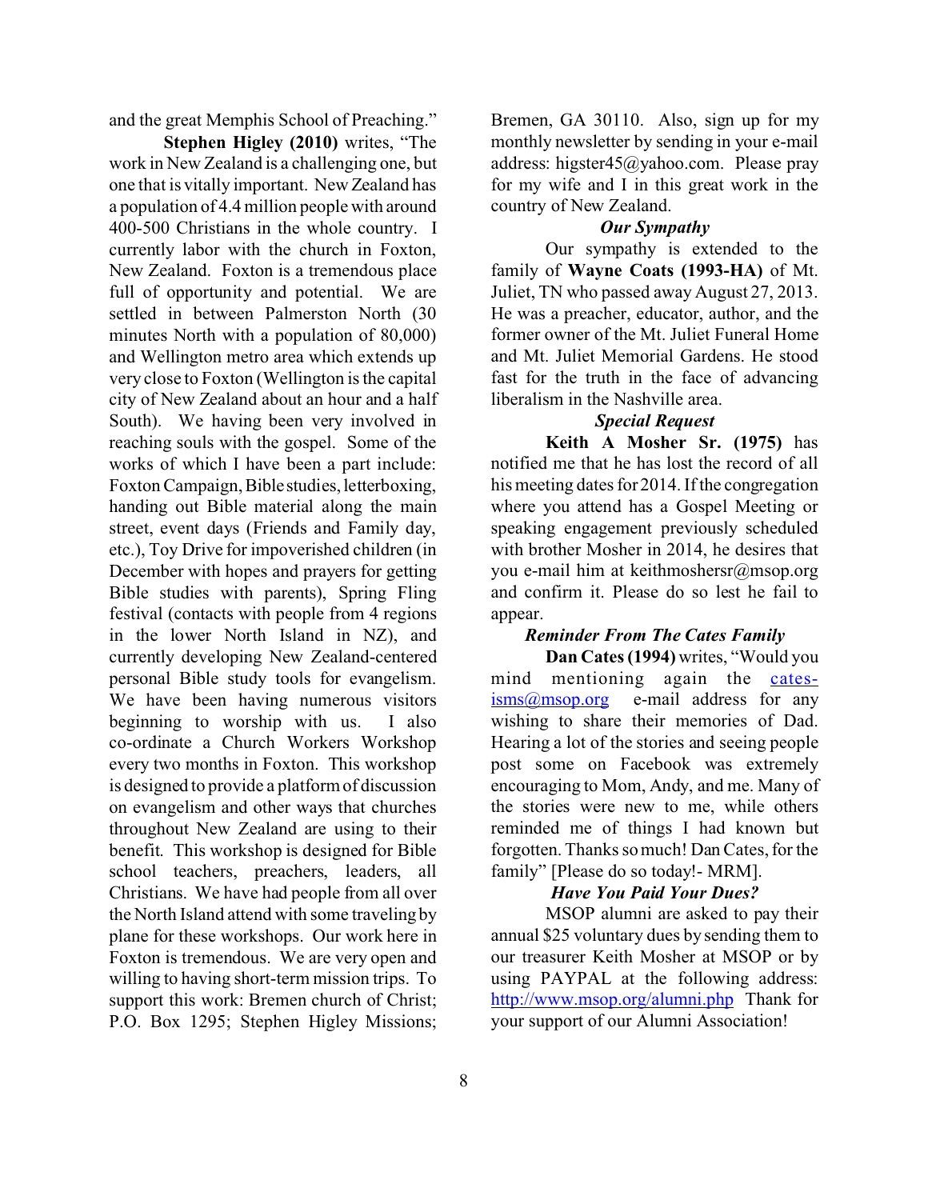and the great Memphis School of Preaching."

**Stephen Higley (2010)** writes, "The work in New Zealand is a challenging one, but one that is vitally important. New Zealand has a population of 4.4 million people with around 400-500 Christians in the whole country. I currently labor with the church in Foxton, New Zealand. Foxton is a tremendous place full of opportunity and potential. We are settled in between Palmerston North (30 minutes North with a population of 80,000) and Wellington metro area which extends up very close to Foxton (Wellington is the capital city of New Zealand about an hour and a half South). We having been very involved in reaching souls with the gospel. Some of the works of which I have been a part include: Foxton Campaign, Bible studies, letterboxing, handing out Bible material along the main street, event days (Friends and Family day, etc.), Toy Drive for impoverished children (in December with hopes and prayers for getting Bible studies with parents), Spring Fling festival (contacts with people from 4 regions in the lower North Island in NZ), and currently developing New Zealand-centered personal Bible study tools for evangelism. We have been having numerous visitors beginning to worship with us. I also co-ordinate a Church Workers Workshop every two months in Foxton. This workshop is designed to provide a platform of discussion on evangelism and other ways that churches throughout New Zealand are using to their benefit. This workshop is designed for Bible school teachers, preachers, leaders, all Christians. We have had people from all over the North Island attend with some traveling by plane for these workshops. Our work here in Foxton is tremendous. We are very open and willing to having short-term mission trips. To support this work: Bremen church of Christ; P.O. Box 1295; Stephen Higley Missions; Bremen, GA 30110. Also, sign up for my monthly newsletter by sending in your e-mail address: higster45@yahoo.com. Please pray for my wife and I in this great work in the country of New Zealand.

### *Our Sympathy*

Our sympathy is extended to the family of **Wayne Coats (1993-HA)** of Mt. Juliet, TN who passed away August 27, 2013. He was a preacher, educator, author, and the former owner of the Mt. Juliet Funeral Home and Mt. Juliet Memorial Gardens. He stood fast for the truth in the face of advancing liberalism in the Nashville area.

### *Special Request*

**Keith A Mosher Sr. (1975)** has notified me that he has lost the record of all his meeting dates for 2014. If the congregation where you attend has a Gospel Meeting or speaking engagement previously scheduled with brother Mosher in 2014, he desires that you e-mail him at keithmoshersr@msop.org and confirm it. Please do so lest he fail to appear.

### *Reminder From The Cates Family*

**Dan Cates (1994)** writes, "Would you mind mentioning again the cates-isms@msop.org e-mail address for any wishing to share their memories of Dad. Hearing a lot of the stories and seeing people post some on Facebook was extremely encouraging to Mom, Andy, and me. Many of the stories were new to me, while others reminded me of things I had known but forgotten. Thanks so much! Dan Cates, for the family" [Please do so today!- MRM].

### *Have You Paid Your Dues?*

MSOP alumni are asked to pay their annual $25 voluntary dues by sending them to our treasurer Keith Mosher at MSOP or by using PAYPAL at the following address: http://www.msop.org/alumni.php Thank for your support of our Alumni Association!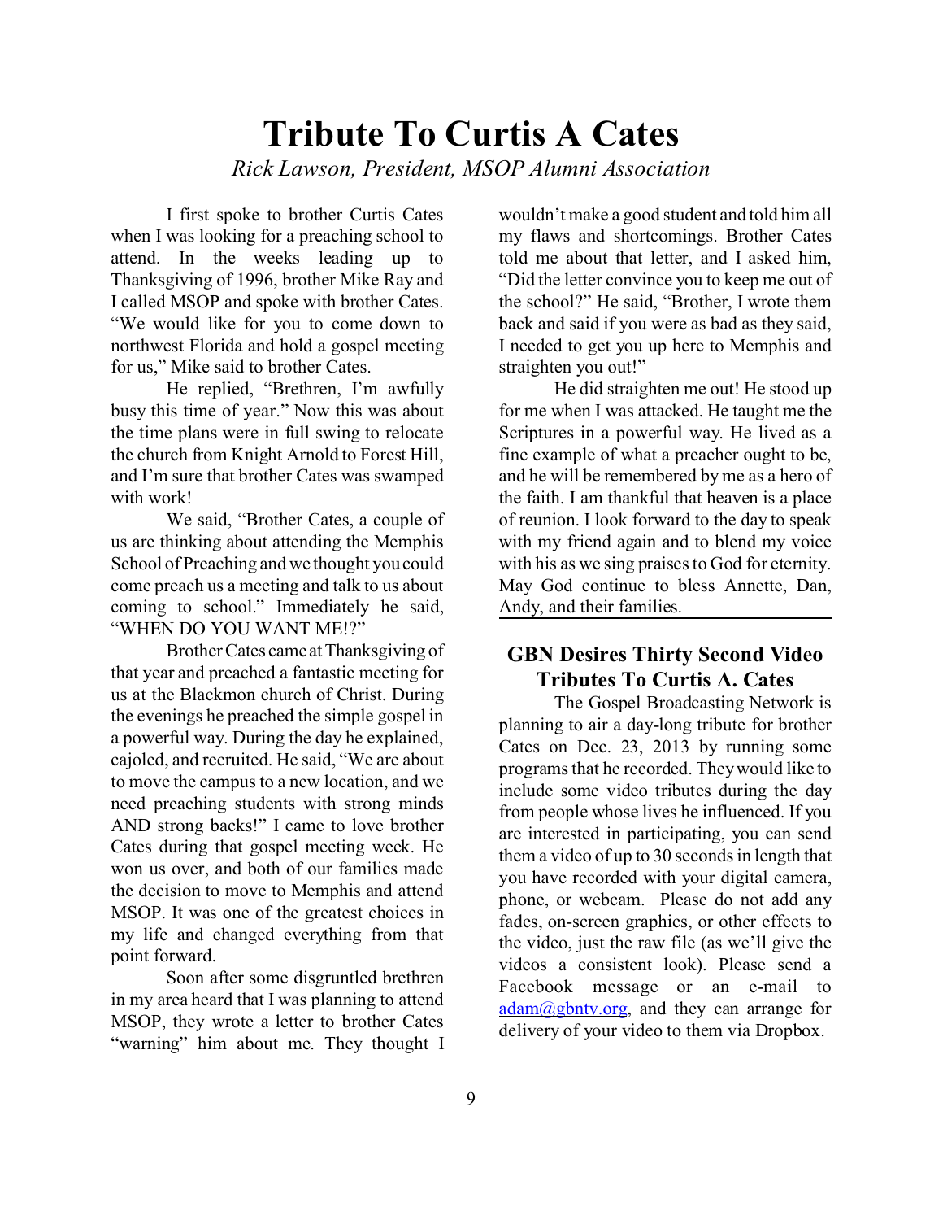# Tribute To Curtis A Cates

*Rick Lawson, President, MSOP Alumni Association*

I first spoke to brother Curtis Cates when I was looking for a preaching school to attend. In the weeks leading up to Thanksgiving of 1996, brother Mike Ray and I called MSOP and spoke with brother Cates. "We would like for you to come down to northwest Florida and hold a gospel meeting for us," Mike said to brother Cates.

He replied, "Brethren, I'm awfully busy this time of year." Now this was about the time plans were in full swing to relocate the church from Knight Arnold to Forest Hill, and I'm sure that brother Cates was swamped with work!

We said, "Brother Cates, a couple of us are thinking about attending the Memphis School of Preaching and we thought you could come preach us a meeting and talk to us about coming to school." Immediately he said, "WHEN DO YOU WANT ME!?"

Brother Cates came at Thanksgiving of that year and preached a fantastic meeting for us at the Blackmon church of Christ. During the evenings he preached the simple gospel in a powerful way. During the day he explained, cajoled, and recruited. He said, "We are about to move the campus to a new location, and we need preaching students with strong minds AND strong backs!" I came to love brother Cates during that gospel meeting week. He won us over, and both of our families made the decision to move to Memphis and attend MSOP. It was one of the greatest choices in my life and changed everything from that point forward.

Soon after some disgruntled brethren in my area heard that I was planning to attend MSOP, they wrote a letter to brother Cates "warning" him about me. They thought I wouldn't make a good student and told him all my flaws and shortcomings. Brother Cates told me about that letter, and I asked him, "Did the letter convince you to keep me out of the school?" He said, "Brother, I wrote them back and said if you were as bad as they said, I needed to get you up here to Memphis and straighten you out!"

He did straighten me out! He stood up for me when I was attacked. He taught me the Scriptures in a powerful way. He lived as a fine example of what a preacher ought to be, and he will be remembered by me as a hero of the faith. I am thankful that heaven is a place of reunion. I look forward to the day to speak with my friend again and to blend my voice with his as we sing praises to God for eternity. May God continue to bless Annette, Dan, Andy, and their families.

## GBN Desires Thirty Second Video Tributes To Curtis A. Cates

The Gospel Broadcasting Network is planning to air a day-long tribute for brother Cates on Dec. 23, 2013 by running some programs that he recorded. They would like to include some video tributes during the day from people whose lives he influenced. If you are interested in participating, you can send them a video of up to 30 seconds in length that you have recorded with your digital camera, phone, or webcam. Please do not add any fades, on-screen graphics, or other effects to the video, just the raw file (as we'll give the videos a consistent look). Please send a Facebook message or an e-mail to adam@gbntv.org, and they can arrange for delivery of your video to them via Dropbox.